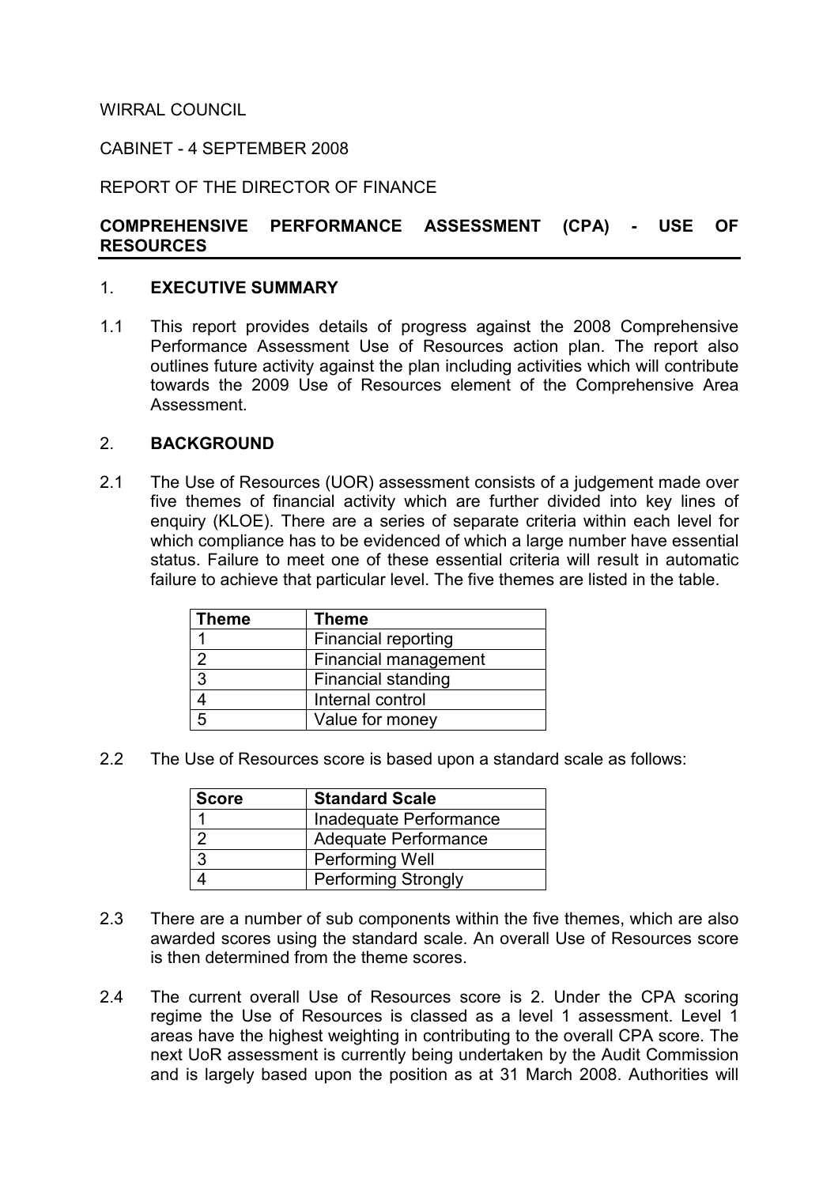WIRRAL COUNCIL

CABINET - 4 SEPTEMBER 2008

REPORT OF THE DIRECTOR OF FINANCE

**COMPREHENSIVE PERFORMANCE ASSESSMENT (CPA) - USE OF RESOURCES**

## 1. EXECUTIVE SUMMARY

1.1 This report provides details of progress against the 2008 Comprehensive Performance Assessment Use of Resources action plan. The report also outlines future activity against the plan including activities which will contribute towards the 2009 Use of Resources element of the Comprehensive Area Assessment.

## 2. BACKGROUND

2.1 The Use of Resources (UOR) assessment consists of a judgement made over five themes of financial activity which are further divided into key lines of enquiry (KLOE). There are a series of separate criteria within each level for which compliance has to be evidenced of which a large number have essential status. Failure to meet one of these essential criteria will result in automatic failure to achieve that particular level. The five themes are listed in the table.

| Theme | Theme |
|---|---|
| 1 | Financial reporting |
| 2 | Financial management |
| 3 | Financial standing |
| 4 | Internal control |
| 5 | Value for money |

2.2 The Use of Resources score is based upon a standard scale as follows:

| Score | Standard Scale |
|---|---|
| 1 | Inadequate Performance |
| 2 | Adequate Performance |
| 3 | Performing Well |
| 4 | Performing Strongly |

2.3 There are a number of sub components within the five themes, which are also awarded scores using the standard scale. An overall Use of Resources score is then determined from the theme scores.

2.4 The current overall Use of Resources score is 2. Under the CPA scoring regime the Use of Resources is classed as a level 1 assessment. Level 1 areas have the highest weighting in contributing to the overall CPA score. The next UoR assessment is currently being undertaken by the Audit Commission and is largely based upon the position as at 31 March 2008. Authorities will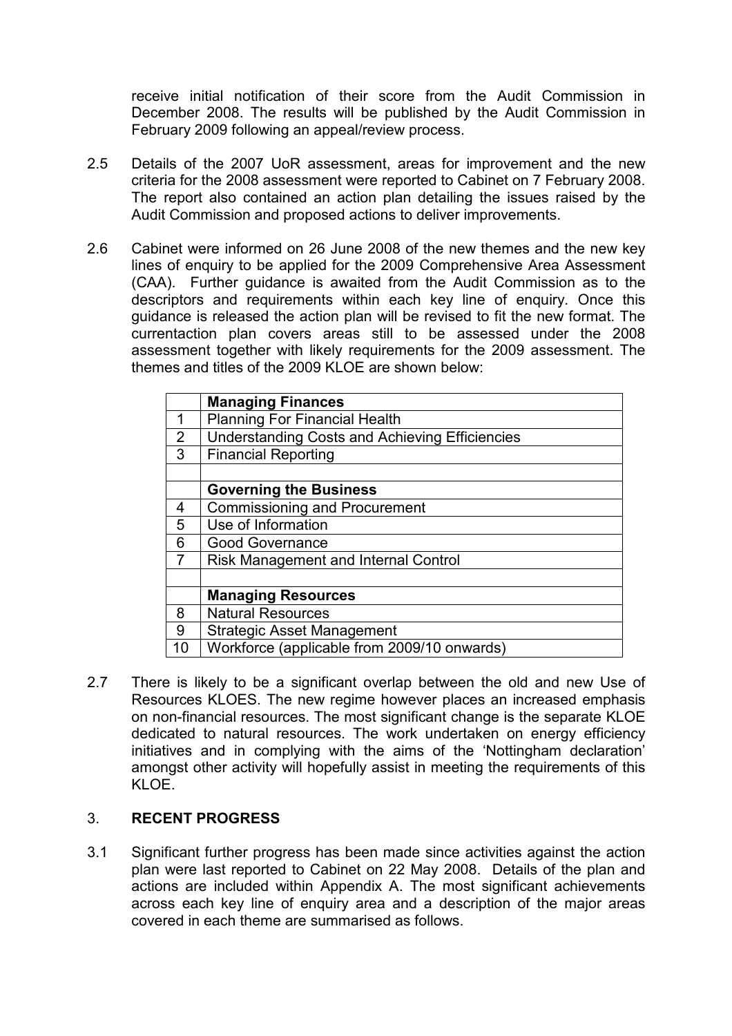receive initial notification of their score from the Audit Commission in December 2008. The results will be published by the Audit Commission in February 2009 following an appeal/review process.

2.5 Details of the 2007 UoR assessment, areas for improvement and the new criteria for the 2008 assessment were reported to Cabinet on 7 February 2008. The report also contained an action plan detailing the issues raised by the Audit Commission and proposed actions to deliver improvements.

2.6 Cabinet were informed on 26 June 2008 of the new themes and the new key lines of enquiry to be applied for the 2009 Comprehensive Area Assessment (CAA). Further guidance is awaited from the Audit Commission as to the descriptors and requirements within each key line of enquiry. Once this guidance is released the action plan will be revised to fit the new format. The currentaction plan covers areas still to be assessed under the 2008 assessment together with likely requirements for the 2009 assessment. The themes and titles of the 2009 KLOE are shown below:

| | **Managing Finances** |
|---|---|
| 1 | Planning For Financial Health |
| 2 | Understanding Costs and Achieving Efficiencies |
| 3 | Financial Reporting |
| | |
| | **Governing the Business** |
| 4 | Commissioning and Procurement |
| 5 | Use of Information |
| 6 | Good Governance |
| 7 | Risk Management and Internal Control |
| | |
| | **Managing Resources** |
| 8 | Natural Resources |
| 9 | Strategic Asset Management |
| 10 | Workforce (applicable from 2009/10 onwards) |

2.7 There is likely to be a significant overlap between the old and new Use of Resources KLOES. The new regime however places an increased emphasis on non-financial resources. The most significant change is the separate KLOE dedicated to natural resources. The work undertaken on energy efficiency initiatives and in complying with the aims of the 'Nottingham declaration' amongst other activity will hopefully assist in meeting the requirements of this KLOE.

## 3. RECENT PROGRESS

3.1 Significant further progress has been made since activities against the action plan were last reported to Cabinet on 22 May 2008. Details of the plan and actions are included within Appendix A. The most significant achievements across each key line of enquiry area and a description of the major areas covered in each theme are summarised as follows.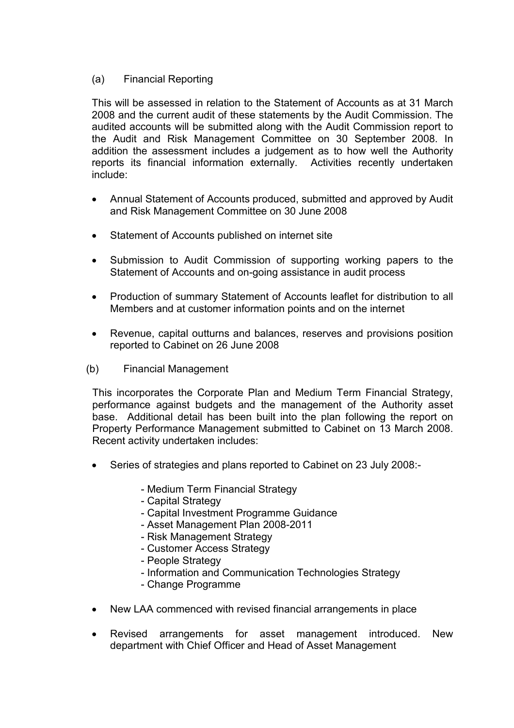(a) Financial Reporting

This will be assessed in relation to the Statement of Accounts as at 31 March 2008 and the current audit of these statements by the Audit Commission. The audited accounts will be submitted along with the Audit Commission report to the Audit and Risk Management Committee on 30 September 2008. In addition the assessment includes a judgement as to how well the Authority reports its financial information externally. Activities recently undertaken include:

- Annual Statement of Accounts produced, submitted and approved by Audit and Risk Management Committee on 30 June 2008
- Statement of Accounts published on internet site
- Submission to Audit Commission of supporting working papers to the Statement of Accounts and on-going assistance in audit process
- Production of summary Statement of Accounts leaflet for distribution to all Members and at customer information points and on the internet
- Revenue, capital outturns and balances, reserves and provisions position reported to Cabinet on 26 June 2008

(b) Financial Management

This incorporates the Corporate Plan and Medium Term Financial Strategy, performance against budgets and the management of the Authority asset base. Additional detail has been built into the plan following the report on Property Performance Management submitted to Cabinet on 13 March 2008. Recent activity undertaken includes:

- Series of strategies and plans reported to Cabinet on 23 July 2008:-
  - Medium Term Financial Strategy
  - Capital Strategy
  - Capital Investment Programme Guidance
  - Asset Management Plan 2008-2011
  - Risk Management Strategy
  - Customer Access Strategy
  - People Strategy
  - Information and Communication Technologies Strategy
  - Change Programme
- New LAA commenced with revised financial arrangements in place
- Revised arrangements for asset management introduced. New department with Chief Officer and Head of Asset Management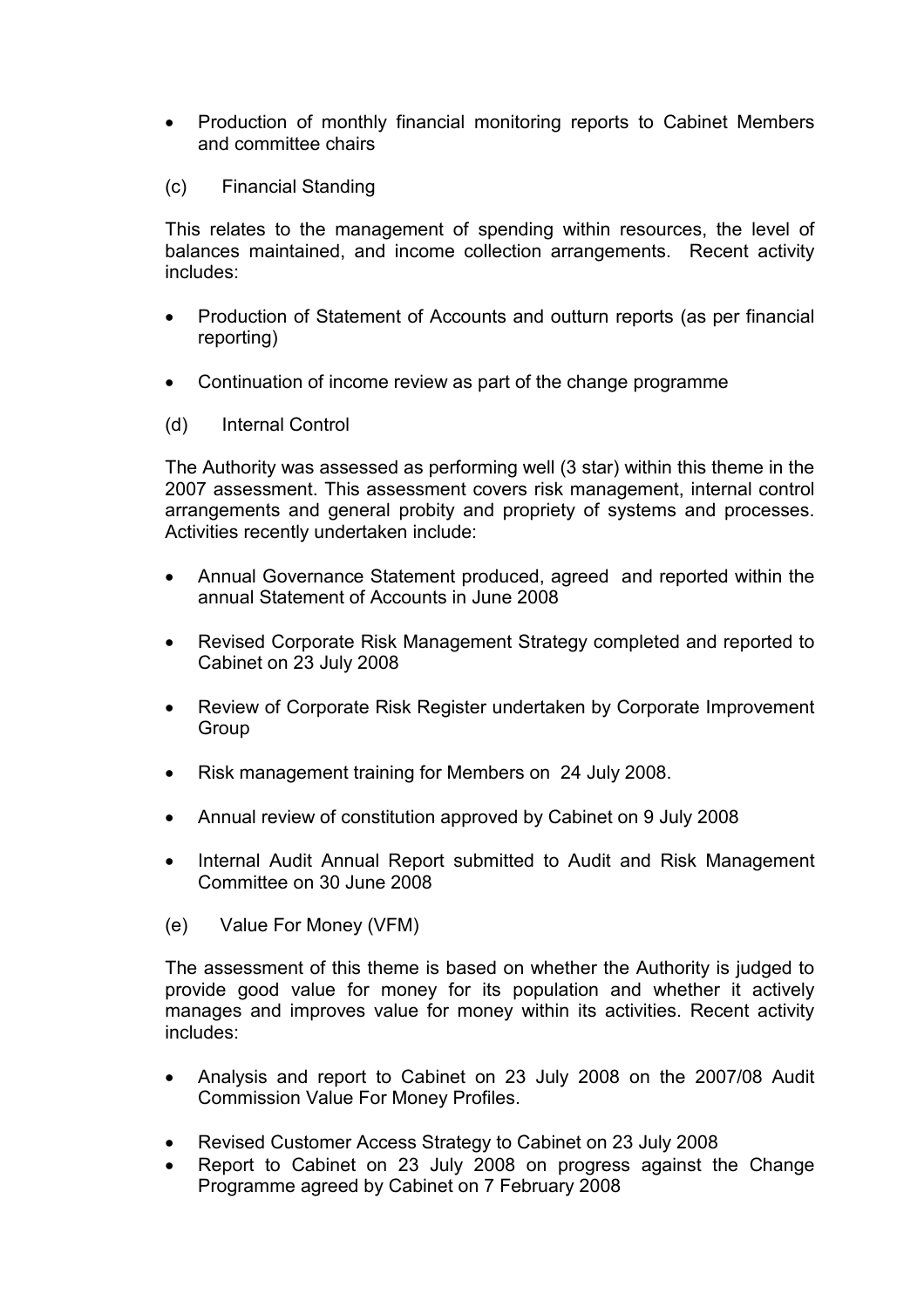- Production of monthly financial monitoring reports to Cabinet Members and committee chairs

(c) Financial Standing

This relates to the management of spending within resources, the level of balances maintained, and income collection arrangements. Recent activity includes:

- Production of Statement of Accounts and outturn reports (as per financial reporting)

- Continuation of income review as part of the change programme

(d) Internal Control

The Authority was assessed as performing well (3 star) within this theme in the 2007 assessment. This assessment covers risk management, internal control arrangements and general probity and propriety of systems and processes. Activities recently undertaken include:

- Annual Governance Statement produced, agreed and reported within the annual Statement of Accounts in June 2008

- Revised Corporate Risk Management Strategy completed and reported to Cabinet on 23 July 2008

- Review of Corporate Risk Register undertaken by Corporate Improvement Group

- Risk management training for Members on 24 July 2008.

- Annual review of constitution approved by Cabinet on 9 July 2008

- Internal Audit Annual Report submitted to Audit and Risk Management Committee on 30 June 2008

(e) Value For Money (VFM)

The assessment of this theme is based on whether the Authority is judged to provide good value for money for its population and whether it actively manages and improves value for money within its activities. Recent activity includes:

- Analysis and report to Cabinet on 23 July 2008 on the 2007/08 Audit Commission Value For Money Profiles.

- Revised Customer Access Strategy to Cabinet on 23 July 2008
- Report to Cabinet on 23 July 2008 on progress against the Change Programme agreed by Cabinet on 7 February 2008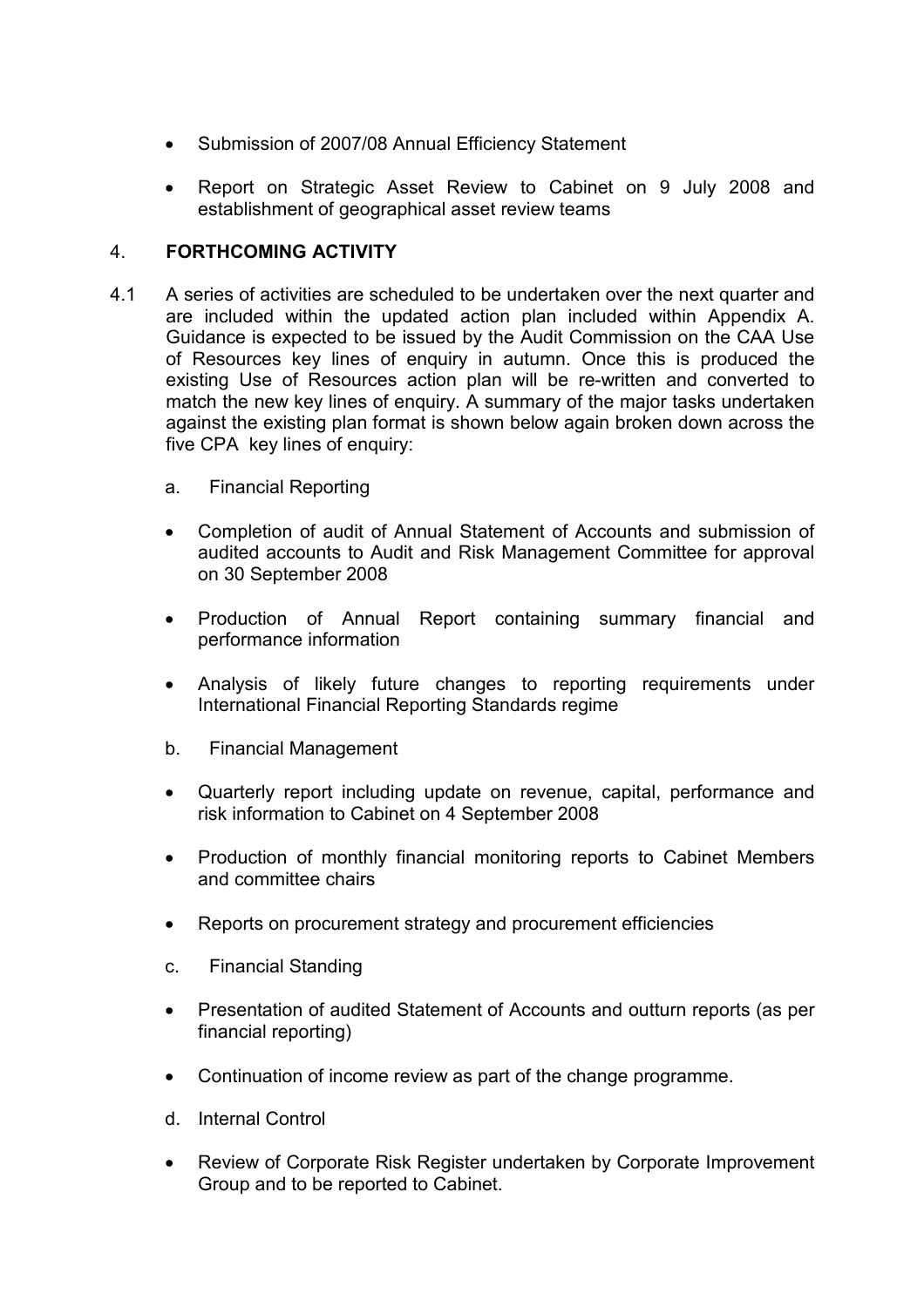- Submission of 2007/08 Annual Efficiency Statement
- Report on Strategic Asset Review to Cabinet on 9 July 2008 and establishment of geographical asset review teams

## 4. FORTHCOMING ACTIVITY

4.1 A series of activities are scheduled to be undertaken over the next quarter and are included within the updated action plan included within Appendix A. Guidance is expected to be issued by the Audit Commission on the CAA Use of Resources key lines of enquiry in autumn. Once this is produced the existing Use of Resources action plan will be re-written and converted to match the new key lines of enquiry. A summary of the major tasks undertaken against the existing plan format is shown below again broken down across the five CPA key lines of enquiry:

a. Financial Reporting

- Completion of audit of Annual Statement of Accounts and submission of audited accounts to Audit and Risk Management Committee for approval on 30 September 2008
- Production of Annual Report containing summary financial and performance information
- Analysis of likely future changes to reporting requirements under International Financial Reporting Standards regime

b. Financial Management

- Quarterly report including update on revenue, capital, performance and risk information to Cabinet on 4 September 2008
- Production of monthly financial monitoring reports to Cabinet Members and committee chairs
- Reports on procurement strategy and procurement efficiencies

c. Financial Standing

- Presentation of audited Statement of Accounts and outturn reports (as per financial reporting)
- Continuation of income review as part of the change programme.

d. Internal Control

- Review of Corporate Risk Register undertaken by Corporate Improvement Group and to be reported to Cabinet.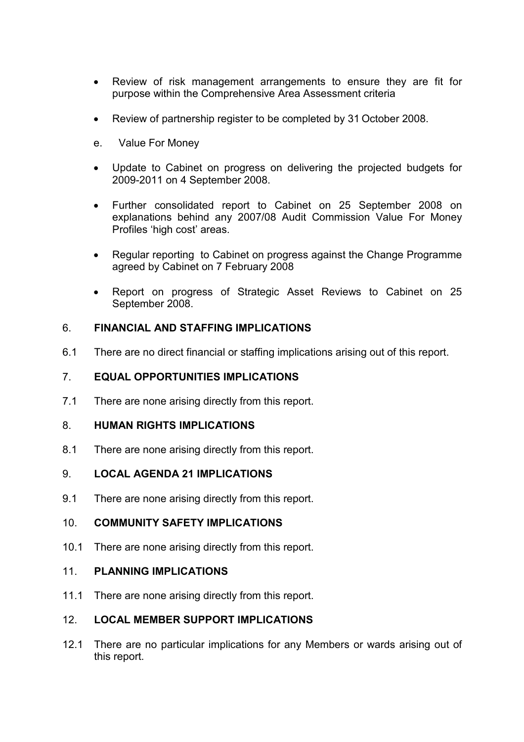- Review of risk management arrangements to ensure they are fit for purpose within the Comprehensive Area Assessment criteria

- Review of partnership register to be completed by 31 October 2008.

e. Value For Money

- Update to Cabinet on progress on delivering the projected budgets for 2009-2011 on 4 September 2008.

- Further consolidated report to Cabinet on 25 September 2008 on explanations behind any 2007/08 Audit Commission Value For Money Profiles 'high cost' areas.

- Regular reporting to Cabinet on progress against the Change Programme agreed by Cabinet on 7 February 2008

- Report on progress of Strategic Asset Reviews to Cabinet on 25 September 2008.

## 6. FINANCIAL AND STAFFING IMPLICATIONS

6.1 There are no direct financial or staffing implications arising out of this report.

## 7. EQUAL OPPORTUNITIES IMPLICATIONS

7.1 There are none arising directly from this report.

## 8. HUMAN RIGHTS IMPLICATIONS

8.1 There are none arising directly from this report.

## 9. LOCAL AGENDA 21 IMPLICATIONS

9.1 There are none arising directly from this report.

## 10. COMMUNITY SAFETY IMPLICATIONS

10.1 There are none arising directly from this report.

## 11. PLANNING IMPLICATIONS

11.1 There are none arising directly from this report.

## 12. LOCAL MEMBER SUPPORT IMPLICATIONS

12.1 There are no particular implications for any Members or wards arising out of this report.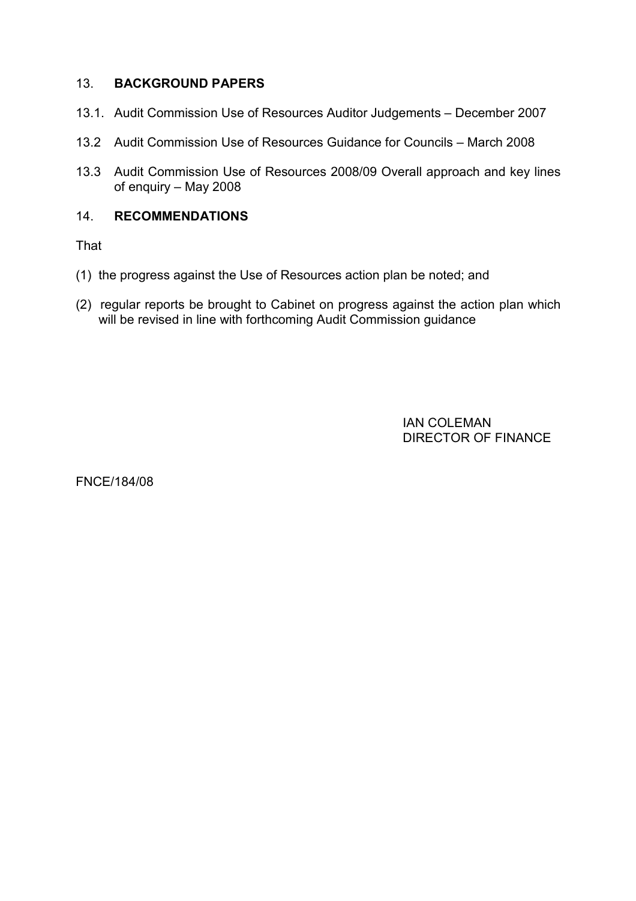## 13. BACKGROUND PAPERS

13.1. Audit Commission Use of Resources Auditor Judgements – December 2007

13.2 Audit Commission Use of Resources Guidance for Councils – March 2008

13.3 Audit Commission Use of Resources 2008/09 Overall approach and key lines of enquiry – May 2008

## 14. RECOMMENDATIONS

That

(1) the progress against the Use of Resources action plan be noted; and

(2) regular reports be brought to Cabinet on progress against the action plan which will be revised in line with forthcoming Audit Commission guidance

IAN COLEMAN
DIRECTOR OF FINANCE

FNCE/184/08